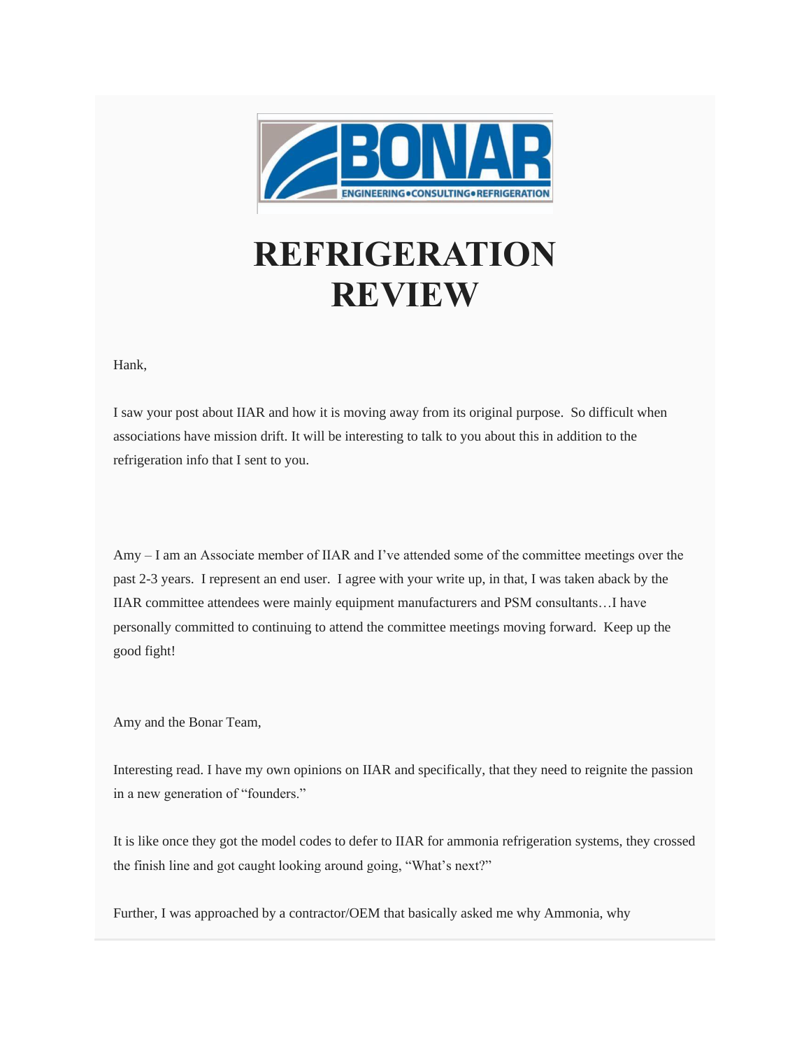BONAR

ENGINEERING•CONSULTING•REFRIGERATION

# REFRIGERATION REVIEW

Hank,

I saw your post about IIAR and how it is moving away from its original purpose.  So difficult when associations have mission drift. It will be interesting to talk to you about this in addition to the refrigeration info that I sent to you.

Amy – I am an Associate member of IIAR and I've attended some of the committee meetings over the past 2-3 years.  I represent an end user.  I agree with your write up, in that, I was taken aback by the IIAR committee attendees were mainly equipment manufacturers and PSM consultants…I have personally committed to continuing to attend the committee meetings moving forward.  Keep up the good fight!

Amy and the Bonar Team,

Interesting read. I have my own opinions on IIAR and specifically, that they need to reignite the passion in a new generation of "founders."

It is like once they got the model codes to defer to IIAR for ammonia refrigeration systems, they crossed the finish line and got caught looking around going, "What's next?"

Further, I was approached by a contractor/OEM that basically asked me why Ammonia, why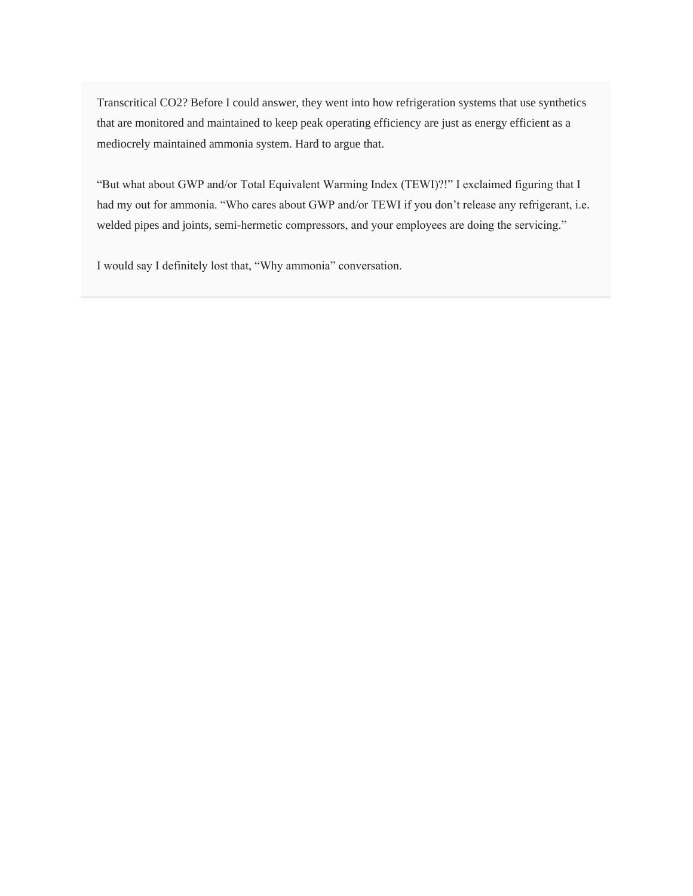Transcritical $CO_2$? Before I could answer, they went into how refrigeration systems that use synthetics that are monitored and maintained to keep peak operating efficiency are just as energy efficient as a mediocrely maintained ammonia system. Hard to argue that.

"But what about GWP and/or Total Equivalent Warming Index (TEWI)?!" I exclaimed figuring that I had my out for ammonia. "Who cares about GWP and/or TEWI if you don't release any refrigerant, i.e. welded pipes and joints, semi-hermetic compressors, and your employees are doing the servicing."

I would say I definitely lost that, "Why ammonia" conversation.